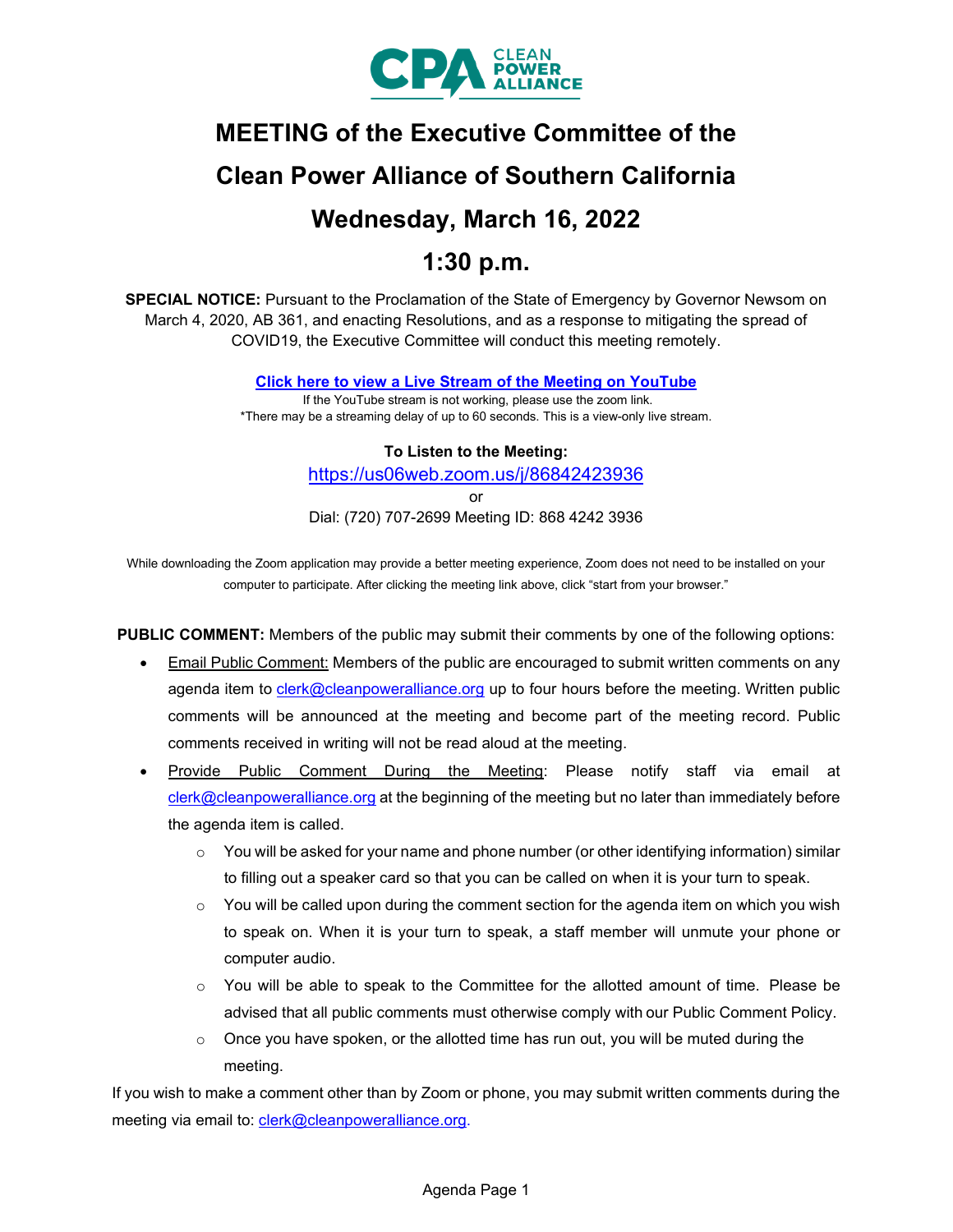# MEETING of the Executive Committee of the Clean Power Alliance of Southern California

## Wednesday, March 16, 2022

## 1:30 p.m.

**SPECIAL NOTICE:** Pursuant to the Proclamation of the State of Emergency by Governor Newsom on March 4, 2020, AB 361, and enacting Resolutions, and as a response to mitigating the spread of COVID19, the Executive Committee will conduct this meeting remotely.

**Click here to view a Live Stream of the Meeting on YouTube**

If the YouTube stream is not working, please use the zoom link.
*There may be a streaming delay of up to 60 seconds. This is a view-only live stream.

**To Listen to the Meeting:**

https://us06web.zoom.us/j/86842423936

or

Dial: (720) 707-2699 Meeting ID: 868 4242 3936

While downloading the Zoom application may provide a better meeting experience, Zoom does not need to be installed on your computer to participate. After clicking the meeting link above, click "start from your browser."

**PUBLIC COMMENT:** Members of the public may submit their comments by one of the following options:

- Email Public Comment: Members of the public are encouraged to submit written comments on any agenda item to clerk@cleanpoweralliance.org up to four hours before the meeting. Written public comments will be announced at the meeting and become part of the meeting record. Public comments received in writing will not be read aloud at the meeting.
- Provide Public Comment During the Meeting: Please notify staff via email at clerk@cleanpoweralliance.org at the beginning of the meeting but no later than immediately before the agenda item is called.
  - You will be asked for your name and phone number (or other identifying information) similar to filling out a speaker card so that you can be called on when it is your turn to speak.
  - You will be called upon during the comment section for the agenda item on which you wish to speak on. When it is your turn to speak, a staff member will unmute your phone or computer audio.
  - You will be able to speak to the Committee for the allotted amount of time. Please be advised that all public comments must otherwise comply with our Public Comment Policy.
  - Once you have spoken, or the allotted time has run out, you will be muted during the meeting.

If you wish to make a comment other than by Zoom or phone, you may submit written comments during the meeting via email to: clerk@cleanpoweralliance.org.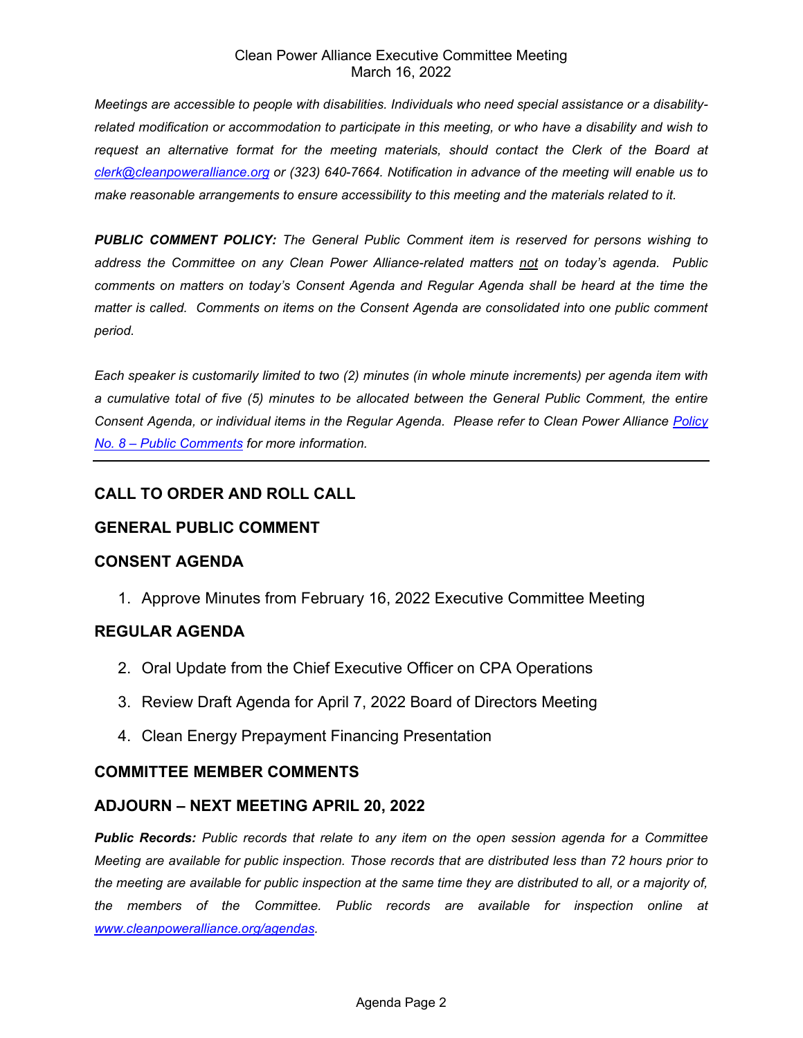*Meetings are accessible to people with disabilities. Individuals who need special assistance or a disability-related modification or accommodation to participate in this meeting, or who have a disability and wish to request an alternative format for the meeting materials, should contact the Clerk of the Board at [clerk@cleanpoweralliance.org](mailto:clerk@cleanpoweralliance.org) or (323) 640-7664. Notification in advance of the meeting will enable us to make reasonable arrangements to ensure accessibility to this meeting and the materials related to it.*

***PUBLIC COMMENT POLICY:*** *The General Public Comment item is reserved for persons wishing to address the Committee on any Clean Power Alliance-related matters not on today's agenda. Public comments on matters on today's Consent Agenda and Regular Agenda shall be heard at the time the matter is called. Comments on items on the Consent Agenda are consolidated into one public comment period.*

*Each speaker is customarily limited to two (2) minutes (in whole minute increments) per agenda item with a cumulative total of five (5) minutes to be allocated between the General Public Comment, the entire Consent Agenda, or individual items in the Regular Agenda. Please refer to Clean Power Alliance Policy No. 8 – Public Comments for more information.*

---

## CALL TO ORDER AND ROLL CALL

## GENERAL PUBLIC COMMENT

## CONSENT AGENDA

1. Approve Minutes from February 16, 2022 Executive Committee Meeting

## REGULAR AGENDA

2. Oral Update from the Chief Executive Officer on CPA Operations
3. Review Draft Agenda for April 7, 2022 Board of Directors Meeting
4. Clean Energy Prepayment Financing Presentation

## COMMITTEE MEMBER COMMENTS

## ADJOURN – NEXT MEETING APRIL 20, 2022

***Public Records:*** *Public records that relate to any item on the open session agenda for a Committee Meeting are available for public inspection. Those records that are distributed less than 72 hours prior to the meeting are available for public inspection at the same time they are distributed to all, or a majority of, the members of the Committee. Public records are available for inspection online at [www.cleanpoweralliance.org/agendas](http://www.cleanpoweralliance.org/agendas).*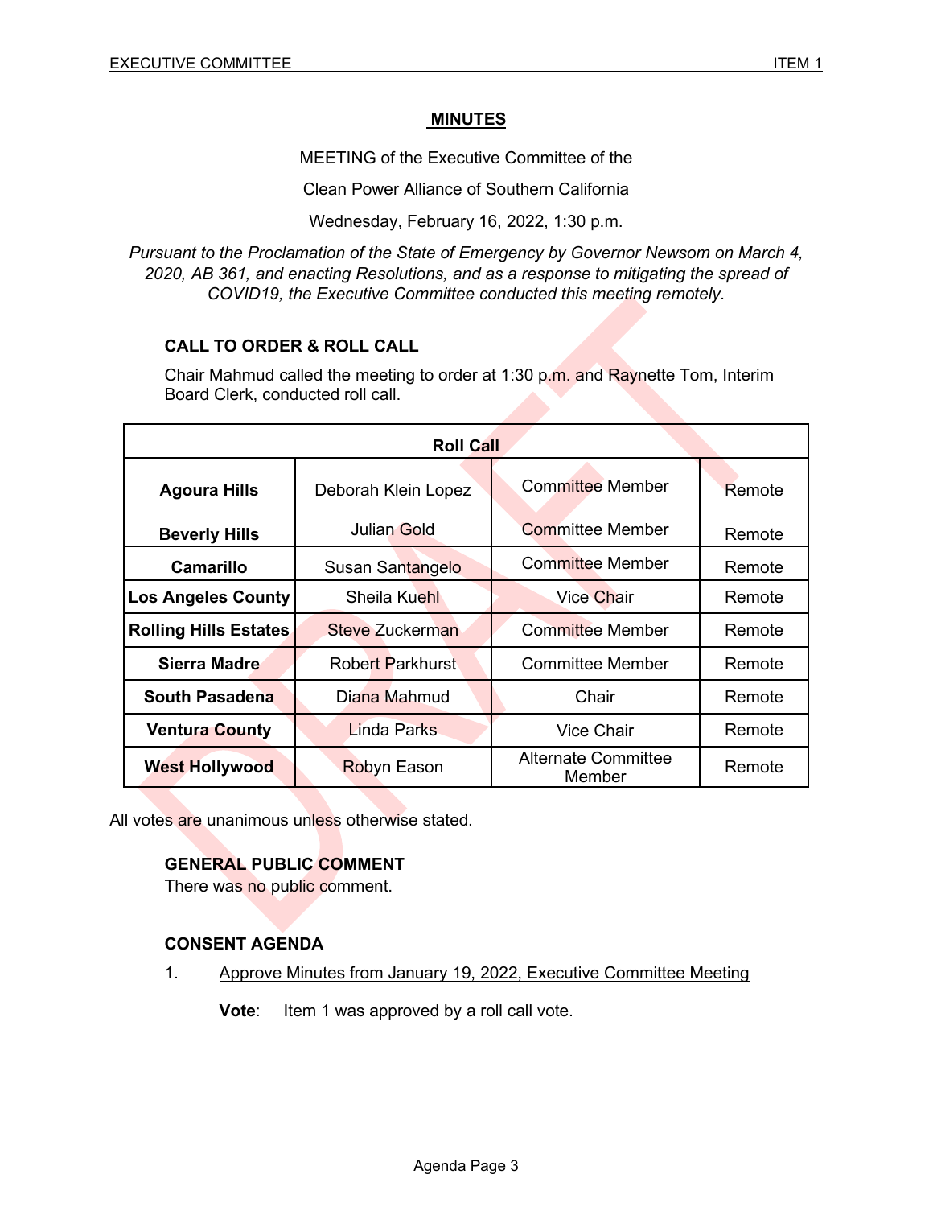## MINUTES

MEETING of the Executive Committee of the

Clean Power Alliance of Southern California

Wednesday, February 16, 2022, 1:30 p.m.

*Pursuant to the Proclamation of the State of Emergency by Governor Newsom on March 4, 2020, AB 361, and enacting Resolutions, and as a response to mitigating the spread of COVID19, the Executive Committee conducted this meeting remotely.*

### CALL TO ORDER & ROLL CALL

Chair Mahmud called the meeting to order at 1:30 p.m. and Raynette Tom, Interim Board Clerk, conducted roll call.

| Roll Call | | | |
|---|---|---|---|
| **Agoura Hills** | Deborah Klein Lopez | Committee Member | Remote |
| **Beverly Hills** | Julian Gold | Committee Member | Remote |
| **Camarillo** | Susan Santangelo | Committee Member | Remote |
| **Los Angeles County** | Sheila Kuehl | Vice Chair | Remote |
| **Rolling Hills Estates** | Steve Zuckerman | Committee Member | Remote |
| **Sierra Madre** | Robert Parkhurst | Committee Member | Remote |
| **South Pasadena** | Diana Mahmud | Chair | Remote |
| **Ventura County** | Linda Parks | Vice Chair | Remote |
| **West Hollywood** | Robyn Eason | Alternate Committee Member | Remote |

All votes are unanimous unless otherwise stated.

### GENERAL PUBLIC COMMENT

There was no public comment.

### CONSENT AGENDA

1. Approve Minutes from January 19, 2022, Executive Committee Meeting

   **Vote**: Item 1 was approved by a roll call vote.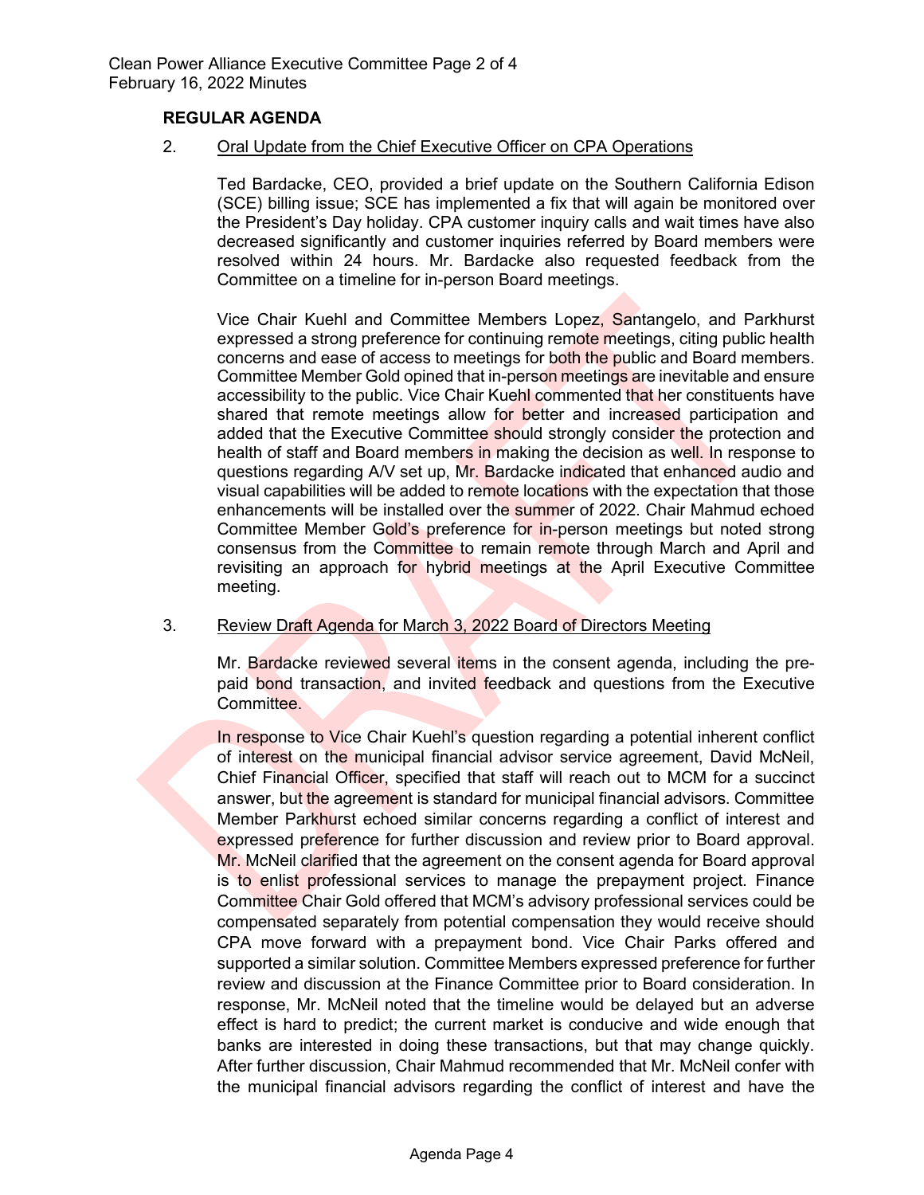## REGULAR AGENDA

2. Oral Update from the Chief Executive Officer on CPA Operations

Ted Bardacke, CEO, provided a brief update on the Southern California Edison (SCE) billing issue; SCE has implemented a fix that will again be monitored over the President's Day holiday. CPA customer inquiry calls and wait times have also decreased significantly and customer inquiries referred by Board members were resolved within 24 hours. Mr. Bardacke also requested feedback from the Committee on a timeline for in-person Board meetings.

Vice Chair Kuehl and Committee Members Lopez, Santangelo, and Parkhurst expressed a strong preference for continuing remote meetings, citing public health concerns and ease of access to meetings for both the public and Board members. Committee Member Gold opined that in-person meetings are inevitable and ensure accessibility to the public. Vice Chair Kuehl commented that her constituents have shared that remote meetings allow for better and increased participation and added that the Executive Committee should strongly consider the protection and health of staff and Board members in making the decision as well. In response to questions regarding A/V set up, Mr. Bardacke indicated that enhanced audio and visual capabilities will be added to remote locations with the expectation that those enhancements will be installed over the summer of 2022. Chair Mahmud echoed Committee Member Gold's preference for in-person meetings but noted strong consensus from the Committee to remain remote through March and April and revisiting an approach for hybrid meetings at the April Executive Committee meeting.

3. Review Draft Agenda for March 3, 2022 Board of Directors Meeting

Mr. Bardacke reviewed several items in the consent agenda, including the pre-paid bond transaction, and invited feedback and questions from the Executive Committee.

In response to Vice Chair Kuehl's question regarding a potential inherent conflict of interest on the municipal financial advisor service agreement, David McNeil, Chief Financial Officer, specified that staff will reach out to MCM for a succinct answer, but the agreement is standard for municipal financial advisors. Committee Member Parkhurst echoed similar concerns regarding a conflict of interest and expressed preference for further discussion and review prior to Board approval. Mr. McNeil clarified that the agreement on the consent agenda for Board approval is to enlist professional services to manage the prepayment project. Finance Committee Chair Gold offered that MCM's advisory professional services could be compensated separately from potential compensation they would receive should CPA move forward with a prepayment bond. Vice Chair Parks offered and supported a similar solution. Committee Members expressed preference for further review and discussion at the Finance Committee prior to Board consideration. In response, Mr. McNeil noted that the timeline would be delayed but an adverse effect is hard to predict; the current market is conducive and wide enough that banks are interested in doing these transactions, but that may change quickly. After further discussion, Chair Mahmud recommended that Mr. McNeil confer with the municipal financial advisors regarding the conflict of interest and have the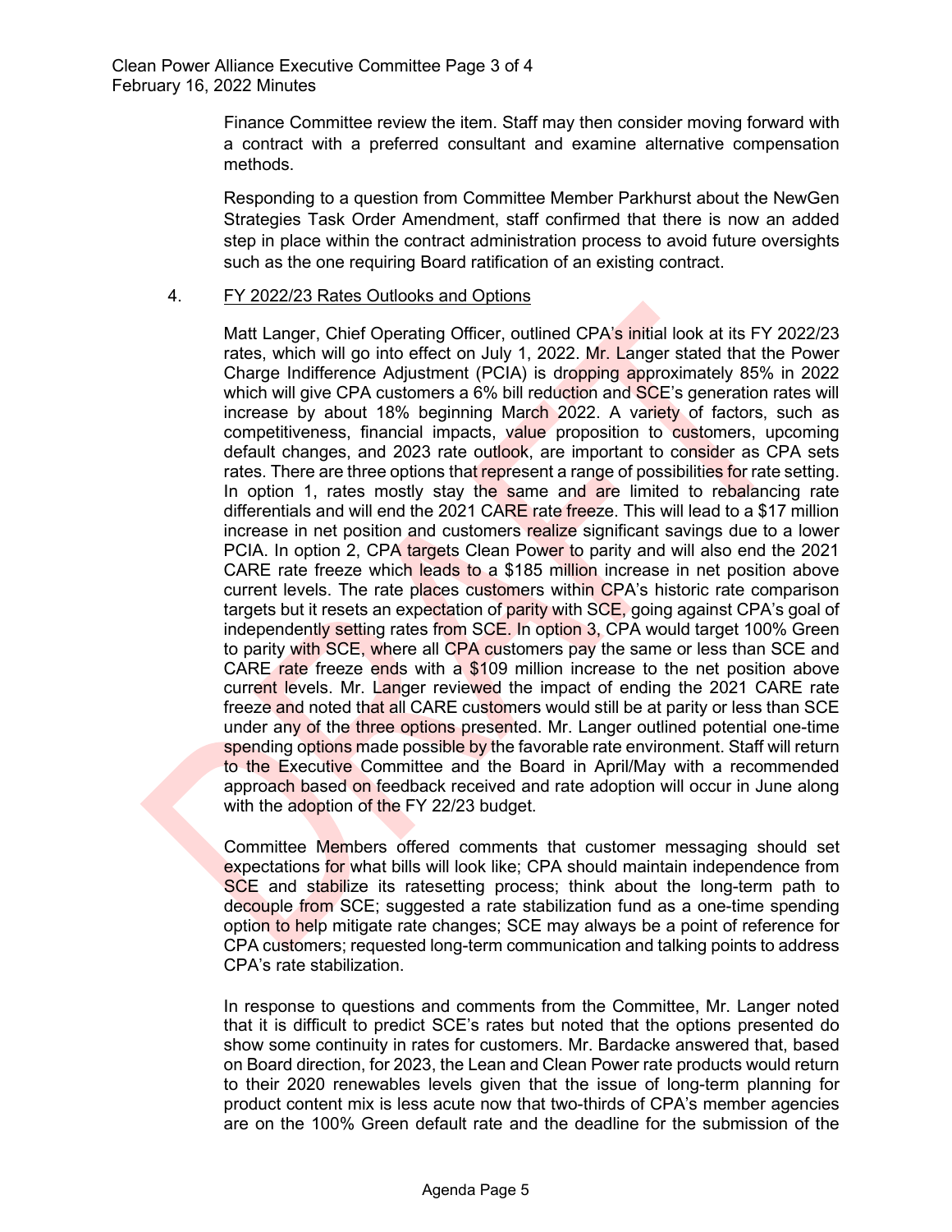Finance Committee review the item. Staff may then consider moving forward with a contract with a preferred consultant and examine alternative compensation methods.

Responding to a question from Committee Member Parkhurst about the NewGen Strategies Task Order Amendment, staff confirmed that there is now an added step in place within the contract administration process to avoid future oversights such as the one requiring Board ratification of an existing contract.

4. FY 2022/23 Rates Outlooks and Options

Matt Langer, Chief Operating Officer, outlined CPA's initial look at its FY 2022/23 rates, which will go into effect on July 1, 2022. Mr. Langer stated that the Power Charge Indifference Adjustment (PCIA) is dropping approximately 85% in 2022 which will give CPA customers a 6% bill reduction and SCE's generation rates will increase by about 18% beginning March 2022. A variety of factors, such as competitiveness, financial impacts, value proposition to customers, upcoming default changes, and 2023 rate outlook, are important to consider as CPA sets rates. There are three options that represent a range of possibilities for rate setting. In option 1, rates mostly stay the same and are limited to rebalancing rate differentials and will end the 2021 CARE rate freeze. This will lead to a $17 million increase in net position and customers realize significant savings due to a lower PCIA. In option 2, CPA targets Clean Power to parity and will also end the 2021 CARE rate freeze which leads to a $185 million increase in net position above current levels. The rate places customers within CPA's historic rate comparison targets but it resets an expectation of parity with SCE, going against CPA's goal of independently setting rates from SCE. In option 3, CPA would target 100% Green to parity with SCE, where all CPA customers pay the same or less than SCE and CARE rate freeze ends with a $109 million increase to the net position above current levels. Mr. Langer reviewed the impact of ending the 2021 CARE rate freeze and noted that all CARE customers would still be at parity or less than SCE under any of the three options presented. Mr. Langer outlined potential one-time spending options made possible by the favorable rate environment. Staff will return to the Executive Committee and the Board in April/May with a recommended approach based on feedback received and rate adoption will occur in June along with the adoption of the FY 22/23 budget.

Committee Members offered comments that customer messaging should set expectations for what bills will look like; CPA should maintain independence from SCE and stabilize its ratesetting process; think about the long-term path to decouple from SCE; suggested a rate stabilization fund as a one-time spending option to help mitigate rate changes; SCE may always be a point of reference for CPA customers; requested long-term communication and talking points to address CPA's rate stabilization.

In response to questions and comments from the Committee, Mr. Langer noted that it is difficult to predict SCE's rates but noted that the options presented do show some continuity in rates for customers. Mr. Bardacke answered that, based on Board direction, for 2023, the Lean and Clean Power rate products would return to their 2020 renewables levels given that the issue of long-term planning for product content mix is less acute now that two-thirds of CPA's member agencies are on the 100% Green default rate and the deadline for the submission of the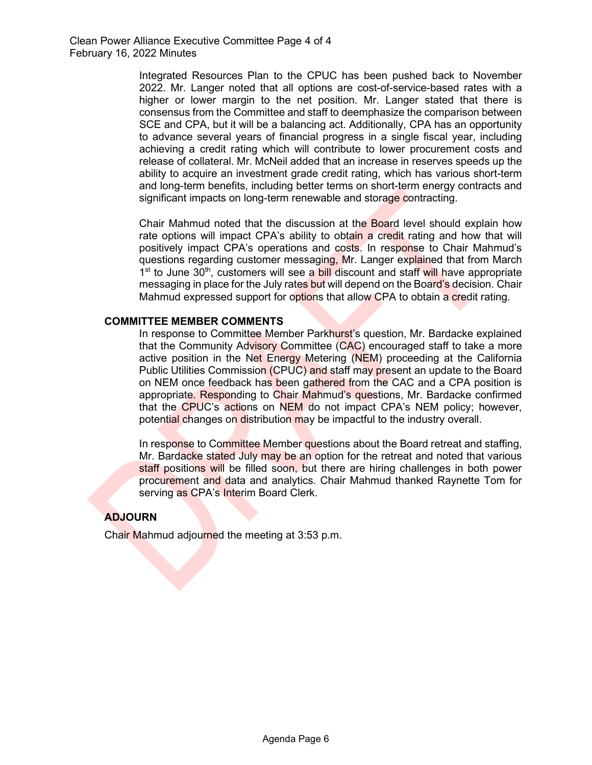Integrated Resources Plan to the CPUC has been pushed back to November 2022. Mr. Langer noted that all options are cost-of-service-based rates with a higher or lower margin to the net position. Mr. Langer stated that there is consensus from the Committee and staff to deemphasize the comparison between SCE and CPA, but it will be a balancing act. Additionally, CPA has an opportunity to advance several years of financial progress in a single fiscal year, including achieving a credit rating which will contribute to lower procurement costs and release of collateral. Mr. McNeil added that an increase in reserves speeds up the ability to acquire an investment grade credit rating, which has various short-term and long-term benefits, including better terms on short-term energy contracts and significant impacts on long-term renewable and storage contracting.

Chair Mahmud noted that the discussion at the Board level should explain how rate options will impact CPA's ability to obtain a credit rating and how that will positively impact CPA's operations and costs. In response to Chair Mahmud's questions regarding customer messaging, Mr. Langer explained that from March 1st to June 30th, customers will see a bill discount and staff will have appropriate messaging in place for the July rates but will depend on the Board's decision. Chair Mahmud expressed support for options that allow CPA to obtain a credit rating.

## COMMITTEE MEMBER COMMENTS

In response to Committee Member Parkhurst's question, Mr. Bardacke explained that the Community Advisory Committee (CAC) encouraged staff to take a more active position in the Net Energy Metering (NEM) proceeding at the California Public Utilities Commission (CPUC) and staff may present an update to the Board on NEM once feedback has been gathered from the CAC and a CPA position is appropriate. Responding to Chair Mahmud's questions, Mr. Bardacke confirmed that the CPUC's actions on NEM do not impact CPA's NEM policy; however, potential changes on distribution may be impactful to the industry overall.

In response to Committee Member questions about the Board retreat and staffing, Mr. Bardacke stated July may be an option for the retreat and noted that various staff positions will be filled soon, but there are hiring challenges in both power procurement and data and analytics. Chair Mahmud thanked Raynette Tom for serving as CPA's Interim Board Clerk.

## ADJOURN

Chair Mahmud adjourned the meeting at 3:53 p.m.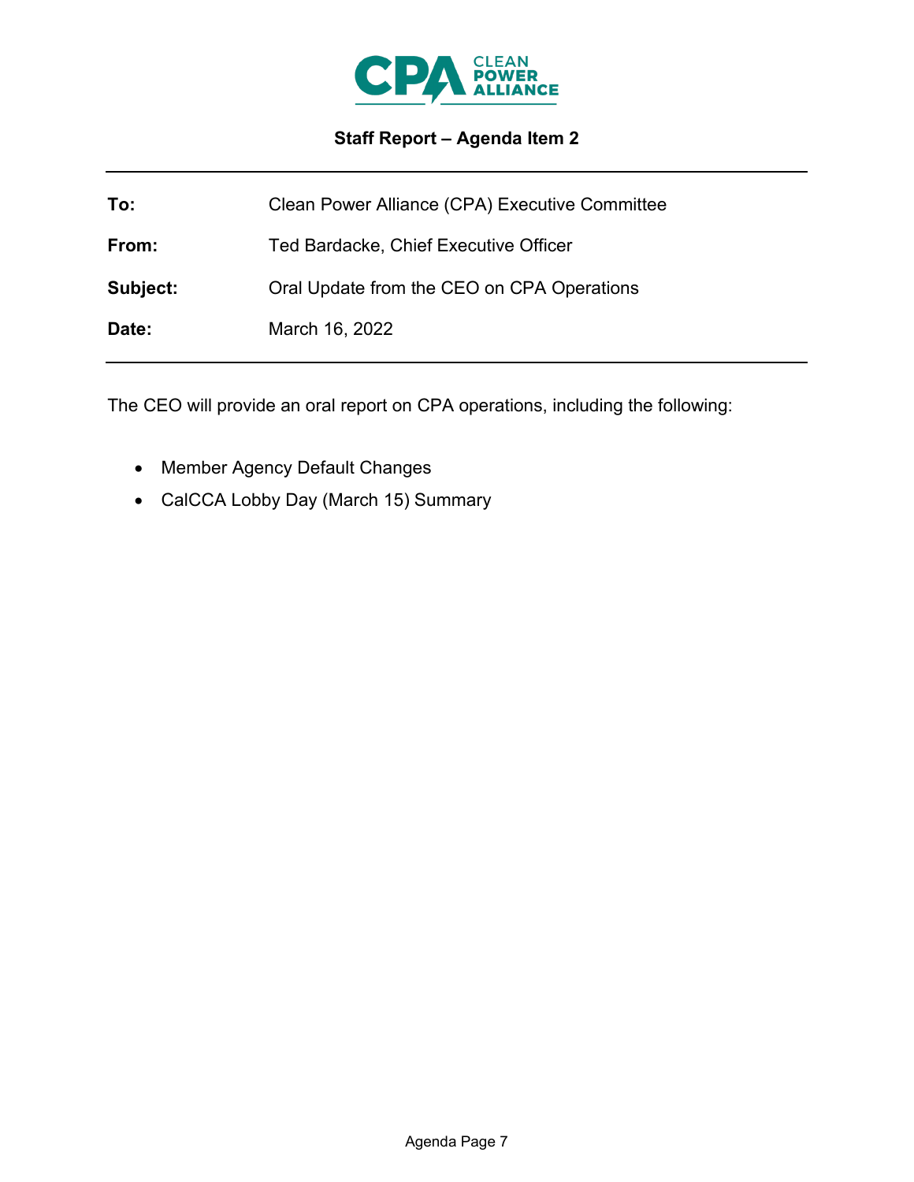## Staff Report – Agenda Item 2

| | |
|---|---|
| **To:** | Clean Power Alliance (CPA) Executive Committee |
| **From:** | Ted Bardacke, Chief Executive Officer |
| **Subject:** | Oral Update from the CEO on CPA Operations |
| **Date:** | March 16, 2022 |

The CEO will provide an oral report on CPA operations, including the following:

- Member Agency Default Changes
- CalCCA Lobby Day (March 15) Summary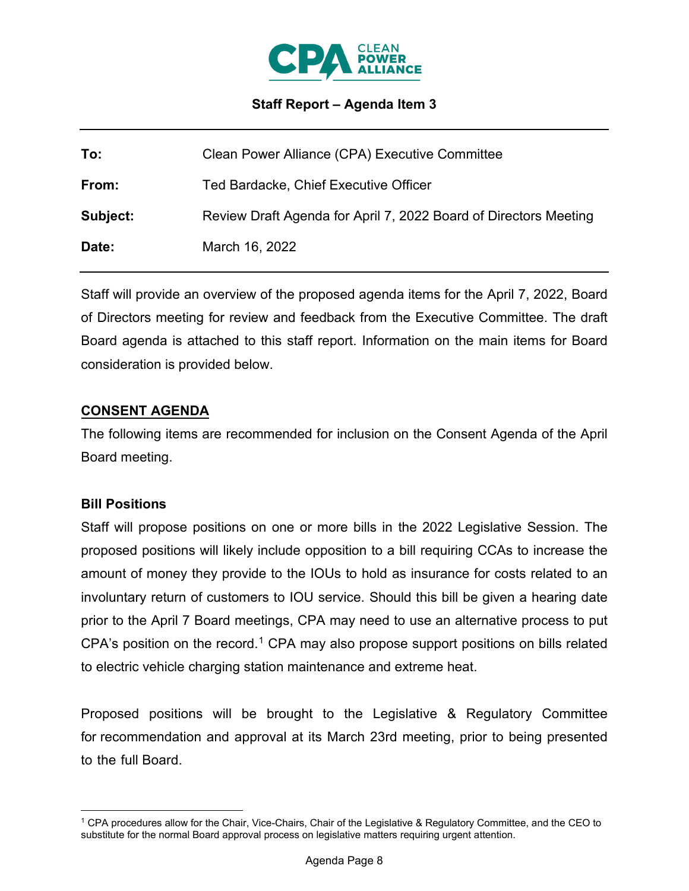**Staff Report – Agenda Item 3**

| | |
|---|---|
| **To:** | Clean Power Alliance (CPA) Executive Committee |
| **From:** | Ted Bardacke, Chief Executive Officer |
| **Subject:** | Review Draft Agenda for April 7, 2022 Board of Directors Meeting |
| **Date:** | March 16, 2022 |

Staff will provide an overview of the proposed agenda items for the April 7, 2022, Board of Directors meeting for review and feedback from the Executive Committee. The draft Board agenda is attached to this staff report. Information on the main items for Board consideration is provided below.

## CONSENT AGENDA

The following items are recommended for inclusion on the Consent Agenda of the April Board meeting.

### Bill Positions

Staff will propose positions on one or more bills in the 2022 Legislative Session. The proposed positions will likely include opposition to a bill requiring CCAs to increase the amount of money they provide to the IOUs to hold as insurance for costs related to an involuntary return of customers to IOU service. Should this bill be given a hearing date prior to the April 7 Board meetings, CPA may need to use an alternative process to put CPA's position on the record.[1] CPA may also propose support positions on bills related to electric vehicle charging station maintenance and extreme heat.

Proposed positions will be brought to the Legislative & Regulatory Committee for recommendation and approval at its March 23rd meeting, prior to being presented to the full Board.

---

[1] CPA procedures allow for the Chair, Vice-Chairs, Chair of the Legislative & Regulatory Committee, and the CEO to substitute for the normal Board approval process on legislative matters requiring urgent attention.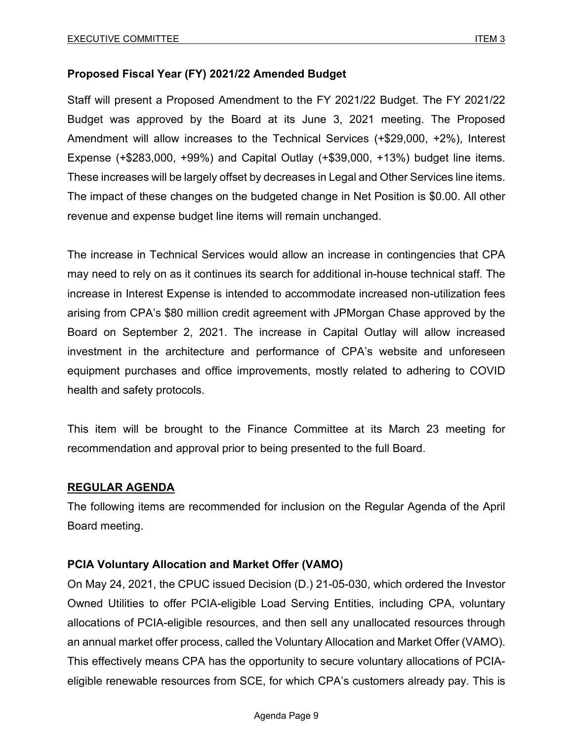**Proposed Fiscal Year (FY) 2021/22 Amended Budget**

Staff will present a Proposed Amendment to the FY 2021/22 Budget. The FY 2021/22 Budget was approved by the Board at its June 3, 2021 meeting. The Proposed Amendment will allow increases to the Technical Services (+$29,000, +2%), Interest Expense (+$283,000, +99%) and Capital Outlay (+$39,000, +13%) budget line items. These increases will be largely offset by decreases in Legal and Other Services line items. The impact of these changes on the budgeted change in Net Position is $0.00. All other revenue and expense budget line items will remain unchanged.

The increase in Technical Services would allow an increase in contingencies that CPA may need to rely on as it continues its search for additional in-house technical staff. The increase in Interest Expense is intended to accommodate increased non-utilization fees arising from CPA's $80 million credit agreement with JPMorgan Chase approved by the Board on September 2, 2021. The increase in Capital Outlay will allow increased investment in the architecture and performance of CPA's website and unforeseen equipment purchases and office improvements, mostly related to adhering to COVID health and safety protocols.

This item will be brought to the Finance Committee at its March 23 meeting for recommendation and approval prior to being presented to the full Board.

## REGULAR AGENDA

The following items are recommended for inclusion on the Regular Agenda of the April Board meeting.

**PCIA Voluntary Allocation and Market Offer (VAMO)**

On May 24, 2021, the CPUC issued Decision (D.) 21-05-030, which ordered the Investor Owned Utilities to offer PCIA-eligible Load Serving Entities, including CPA, voluntary allocations of PCIA-eligible resources, and then sell any unallocated resources through an annual market offer process, called the Voluntary Allocation and Market Offer (VAMO). This effectively means CPA has the opportunity to secure voluntary allocations of PCIA-eligible renewable resources from SCE, for which CPA's customers already pay. This is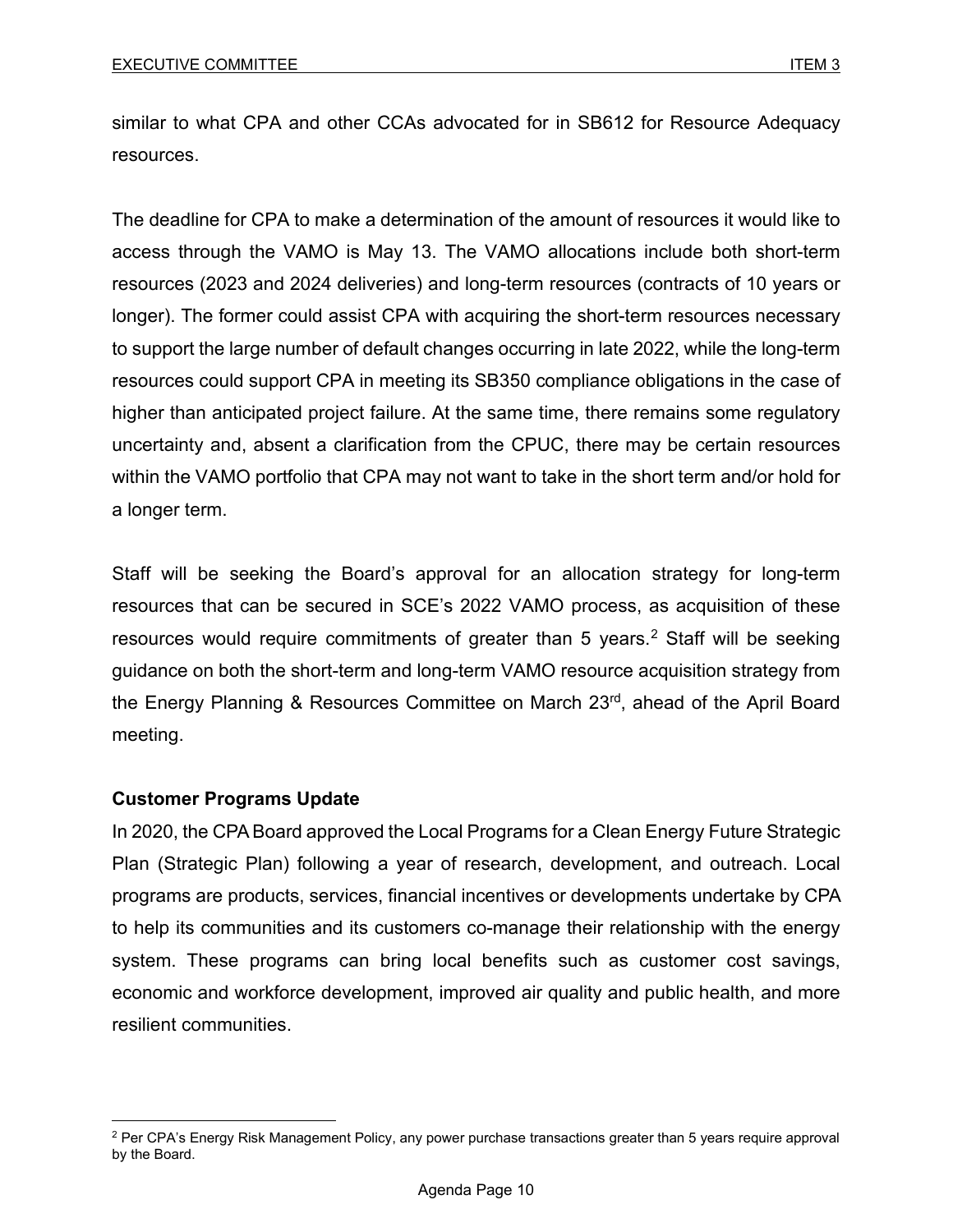similar to what CPA and other CCAs advocated for in SB612 for Resource Adequacy resources.

The deadline for CPA to make a determination of the amount of resources it would like to access through the VAMO is May 13. The VAMO allocations include both short-term resources (2023 and 2024 deliveries) and long-term resources (contracts of 10 years or longer). The former could assist CPA with acquiring the short-term resources necessary to support the large number of default changes occurring in late 2022, while the long-term resources could support CPA in meeting its SB350 compliance obligations in the case of higher than anticipated project failure. At the same time, there remains some regulatory uncertainty and, absent a clarification from the CPUC, there may be certain resources within the VAMO portfolio that CPA may not want to take in the short term and/or hold for a longer term.

Staff will be seeking the Board's approval for an allocation strategy for long-term resources that can be secured in SCE's 2022 VAMO process, as acquisition of these resources would require commitments of greater than 5 years.[2] Staff will be seeking guidance on both the short-term and long-term VAMO resource acquisition strategy from the Energy Planning & Resources Committee on March 23rd, ahead of the April Board meeting.

**Customer Programs Update**

In 2020, the CPA Board approved the Local Programs for a Clean Energy Future Strategic Plan (Strategic Plan) following a year of research, development, and outreach. Local programs are products, services, financial incentives or developments undertake by CPA to help its communities and its customers co-manage their relationship with the energy system. These programs can bring local benefits such as customer cost savings, economic and workforce development, improved air quality and public health, and more resilient communities.

[2] Per CPA's Energy Risk Management Policy, any power purchase transactions greater than 5 years require approval by the Board.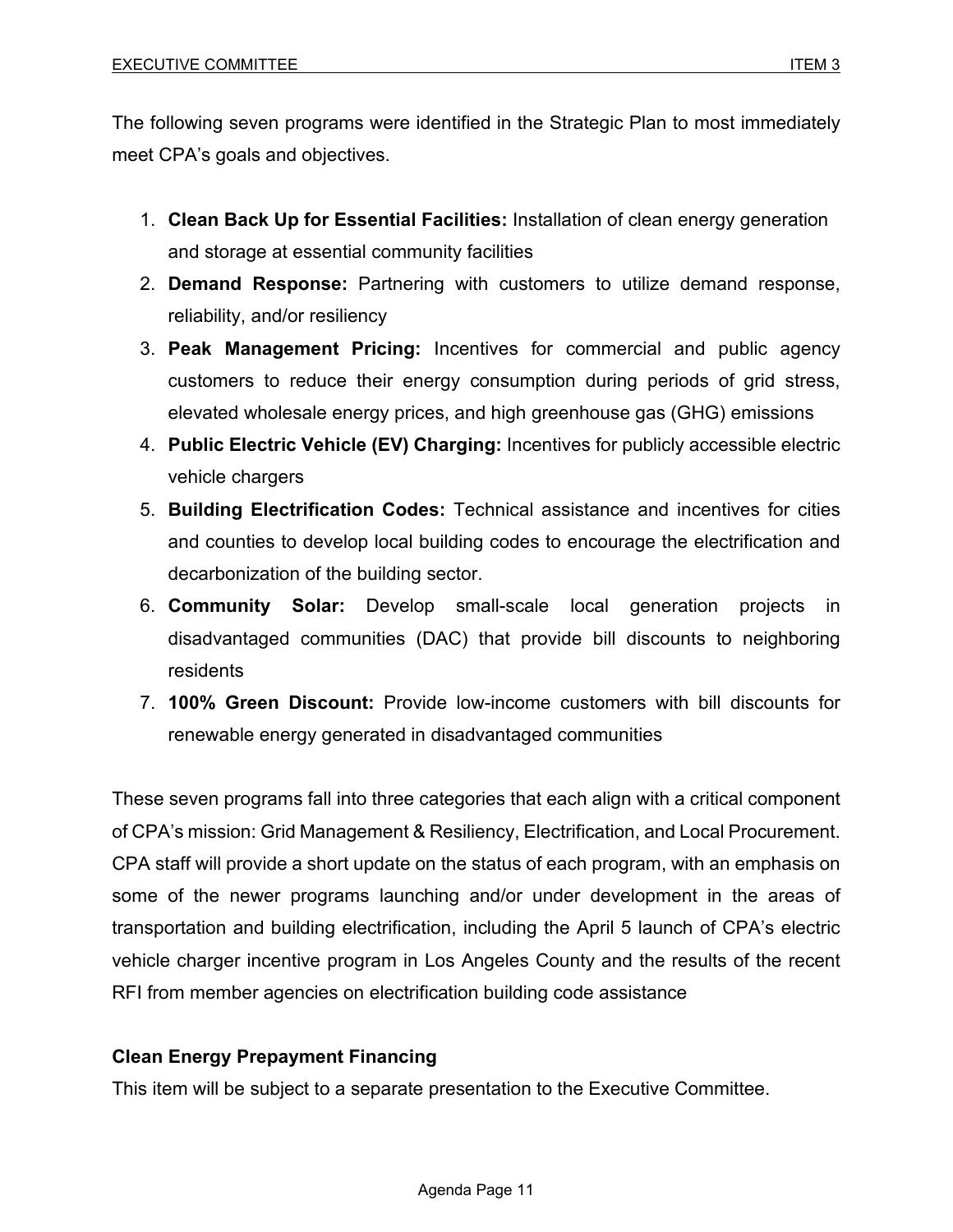The following seven programs were identified in the Strategic Plan to most immediately meet CPA's goals and objectives.

1. **Clean Back Up for Essential Facilities:** Installation of clean energy generation and storage at essential community facilities
2. **Demand Response:** Partnering with customers to utilize demand response, reliability, and/or resiliency
3. **Peak Management Pricing:** Incentives for commercial and public agency customers to reduce their energy consumption during periods of grid stress, elevated wholesale energy prices, and high greenhouse gas (GHG) emissions
4. **Public Electric Vehicle (EV) Charging:** Incentives for publicly accessible electric vehicle chargers
5. **Building Electrification Codes:** Technical assistance and incentives for cities and counties to develop local building codes to encourage the electrification and decarbonization of the building sector.
6. **Community Solar:** Develop small-scale local generation projects in disadvantaged communities (DAC) that provide bill discounts to neighboring residents
7. **100% Green Discount:** Provide low-income customers with bill discounts for renewable energy generated in disadvantaged communities

These seven programs fall into three categories that each align with a critical component of CPA's mission: Grid Management & Resiliency, Electrification, and Local Procurement. CPA staff will provide a short update on the status of each program, with an emphasis on some of the newer programs launching and/or under development in the areas of transportation and building electrification, including the April 5 launch of CPA's electric vehicle charger incentive program in Los Angeles County and the results of the recent RFI from member agencies on electrification building code assistance

**Clean Energy Prepayment Financing**

This item will be subject to a separate presentation to the Executive Committee.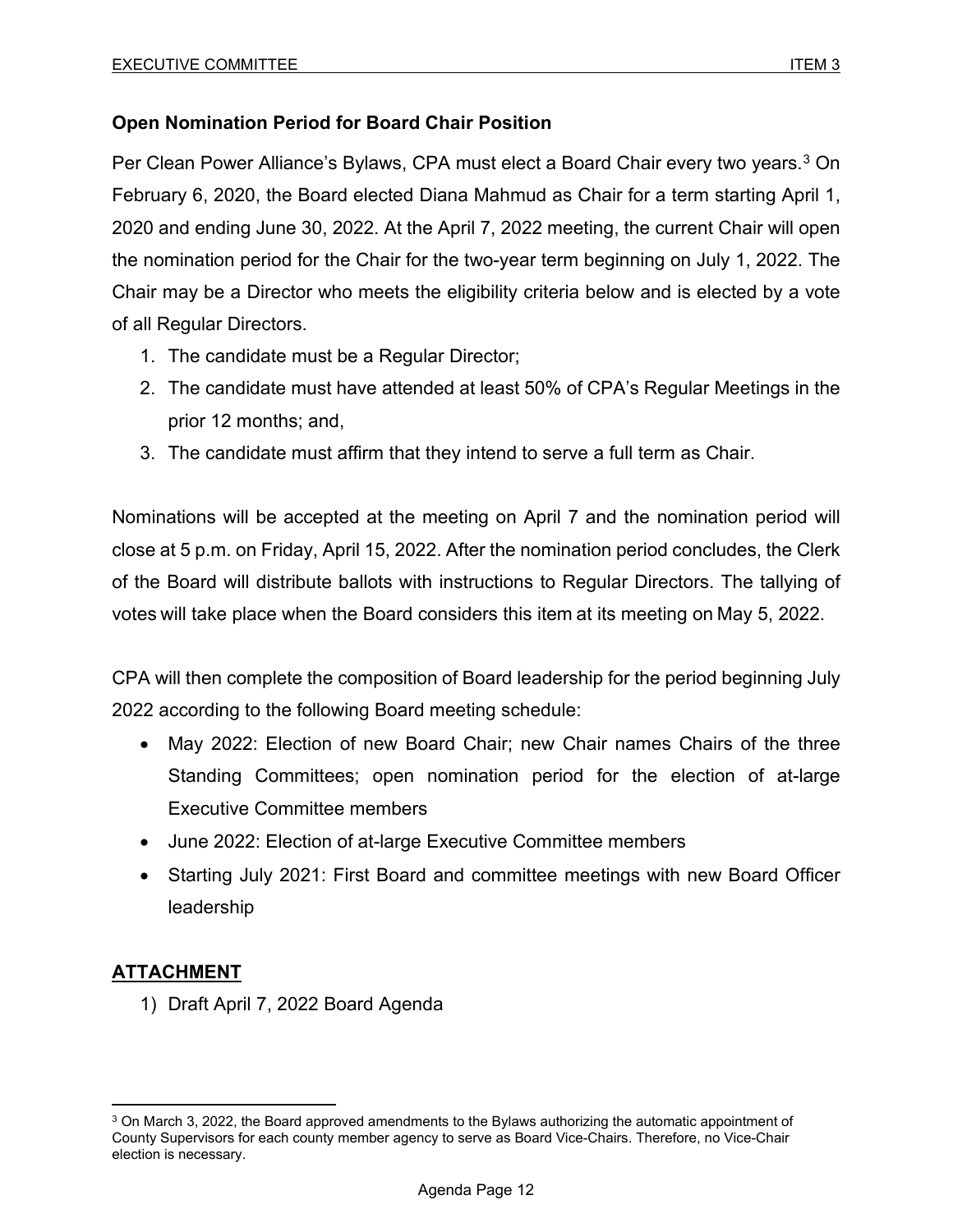**Open Nomination Period for Board Chair Position**

Per Clean Power Alliance's Bylaws, CPA must elect a Board Chair every two years.[3] On February 6, 2020, the Board elected Diana Mahmud as Chair for a term starting April 1, 2020 and ending June 30, 2022. At the April 7, 2022 meeting, the current Chair will open the nomination period for the Chair for the two-year term beginning on July 1, 2022. The Chair may be a Director who meets the eligibility criteria below and is elected by a vote of all Regular Directors.

1. The candidate must be a Regular Director;
2. The candidate must have attended at least 50% of CPA's Regular Meetings in the prior 12 months; and,
3. The candidate must affirm that they intend to serve a full term as Chair.

Nominations will be accepted at the meeting on April 7 and the nomination period will close at 5 p.m. on Friday, April 15, 2022. After the nomination period concludes, the Clerk of the Board will distribute ballots with instructions to Regular Directors. The tallying of votes will take place when the Board considers this item at its meeting on May 5, 2022.

CPA will then complete the composition of Board leadership for the period beginning July 2022 according to the following Board meeting schedule:

- May 2022: Election of new Board Chair; new Chair names Chairs of the three Standing Committees; open nomination period for the election of at-large Executive Committee members
- June 2022: Election of at-large Executive Committee members
- Starting July 2021: First Board and committee meetings with new Board Officer leadership

## ATTACHMENT

1) Draft April 7, 2022 Board Agenda

[3] On March 3, 2022, the Board approved amendments to the Bylaws authorizing the automatic appointment of County Supervisors for each county member agency to serve as Board Vice-Chairs. Therefore, no Vice-Chair election is necessary.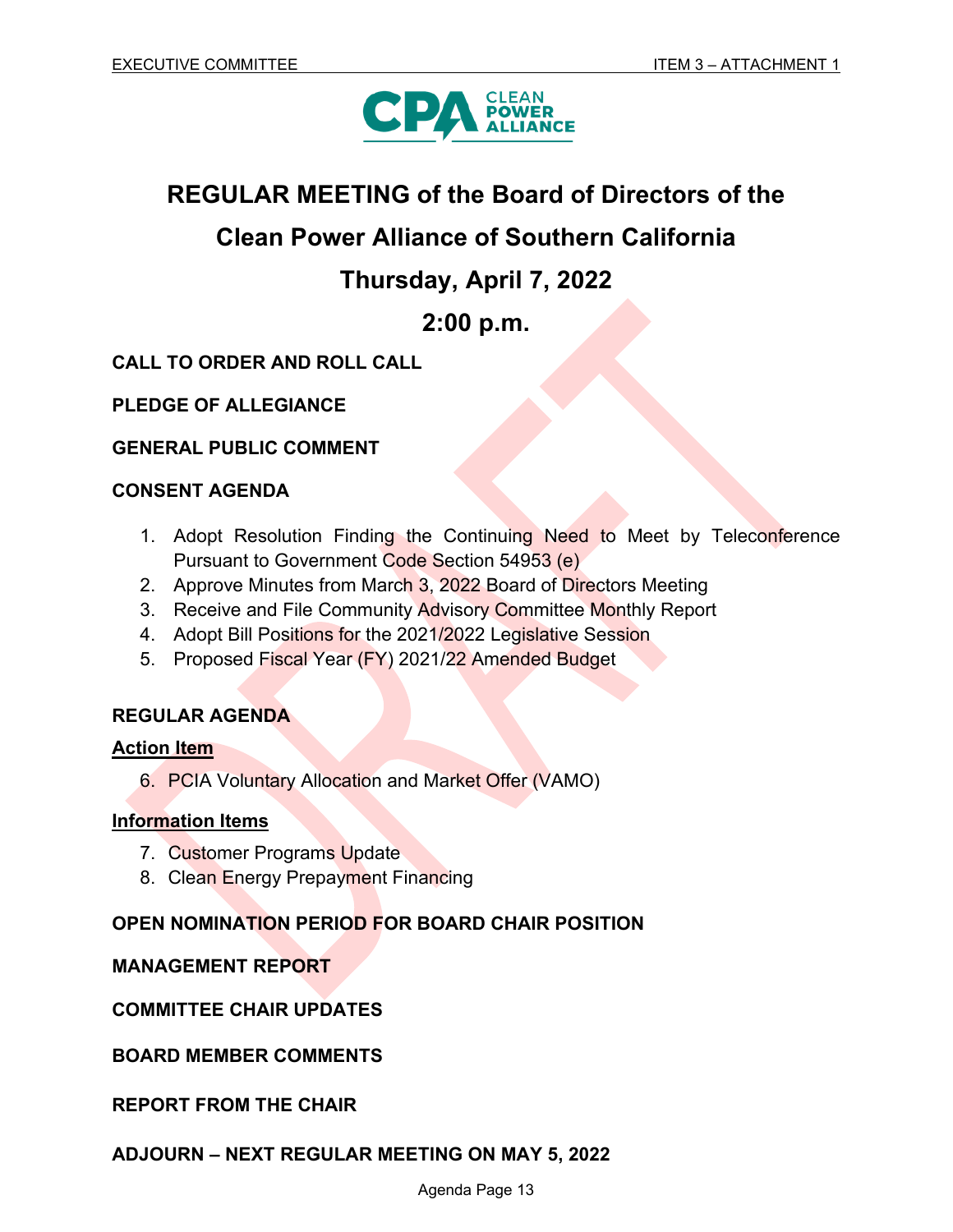# REGULAR MEETING of the Board of Directors of the Clean Power Alliance of Southern California

## Thursday, April 7, 2022

## 2:00 p.m.

**CALL TO ORDER AND ROLL CALL**

**PLEDGE OF ALLEGIANCE**

**GENERAL PUBLIC COMMENT**

**CONSENT AGENDA**

1. Adopt Resolution Finding the Continuing Need to Meet by Teleconference Pursuant to Government Code Section 54953 (e)
2. Approve Minutes from March 3, 2022 Board of Directors Meeting
3. Receive and File Community Advisory Committee Monthly Report
4. Adopt Bill Positions for the 2021/2022 Legislative Session
5. Proposed Fiscal Year (FY) 2021/22 Amended Budget

**REGULAR AGENDA**

**Action Item**

6. PCIA Voluntary Allocation and Market Offer (VAMO)

**Information Items**

7. Customer Programs Update
8. Clean Energy Prepayment Financing

**OPEN NOMINATION PERIOD FOR BOARD CHAIR POSITION**

**MANAGEMENT REPORT**

**COMMITTEE CHAIR UPDATES**

**BOARD MEMBER COMMENTS**

**REPORT FROM THE CHAIR**

**ADJOURN – NEXT REGULAR MEETING ON MAY 5, 2022**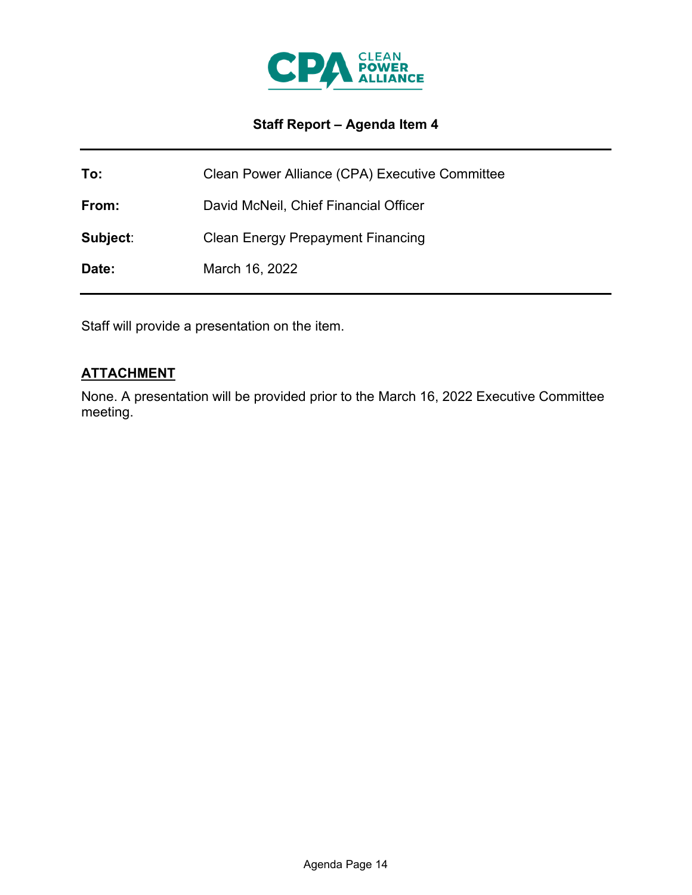**Staff Report – Agenda Item 4**

| | |
|---|---|
| **To:** | Clean Power Alliance (CPA) Executive Committee |
| **From:** | David McNeil, Chief Financial Officer |
| **Subject**: | Clean Energy Prepayment Financing |
| **Date:** | March 16, 2022 |

Staff will provide a presentation on the item.

## ATTACHMENT

None. A presentation will be provided prior to the March 16, 2022 Executive Committee meeting.